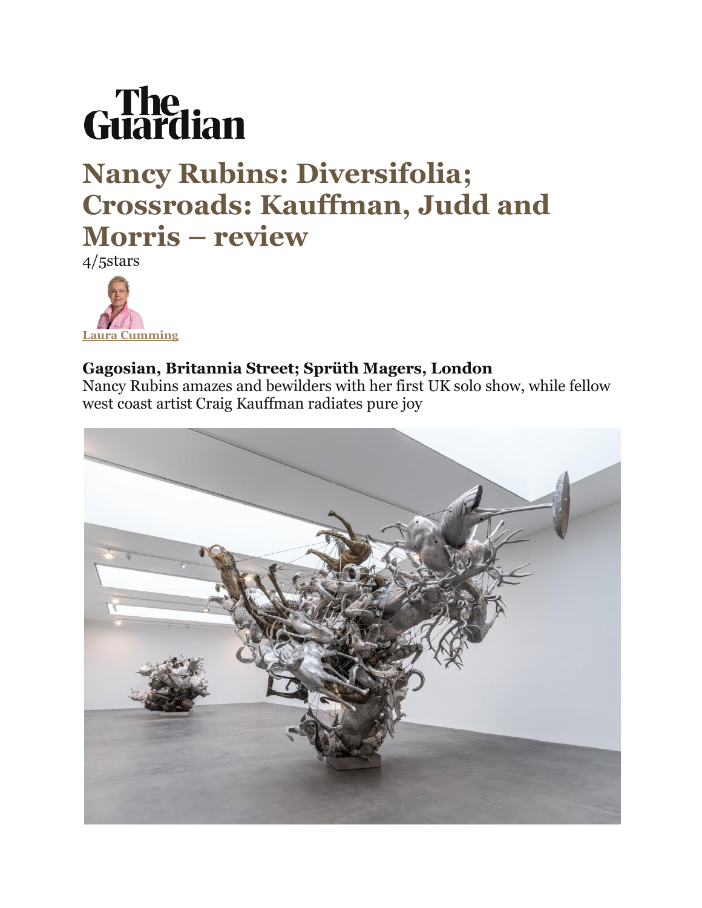The Guardian

# Nancy Rubins: Diversifolia; Crossroads: Kauffman, Judd and Morris – review

4/5stars

**Laura Cumming**

### Gagosian, Britannia Street; Sprüth Magers, London

Nancy Rubins amazes and bewilders with her first UK solo show, while fellow west coast artist Craig Kauffman radiates pure joy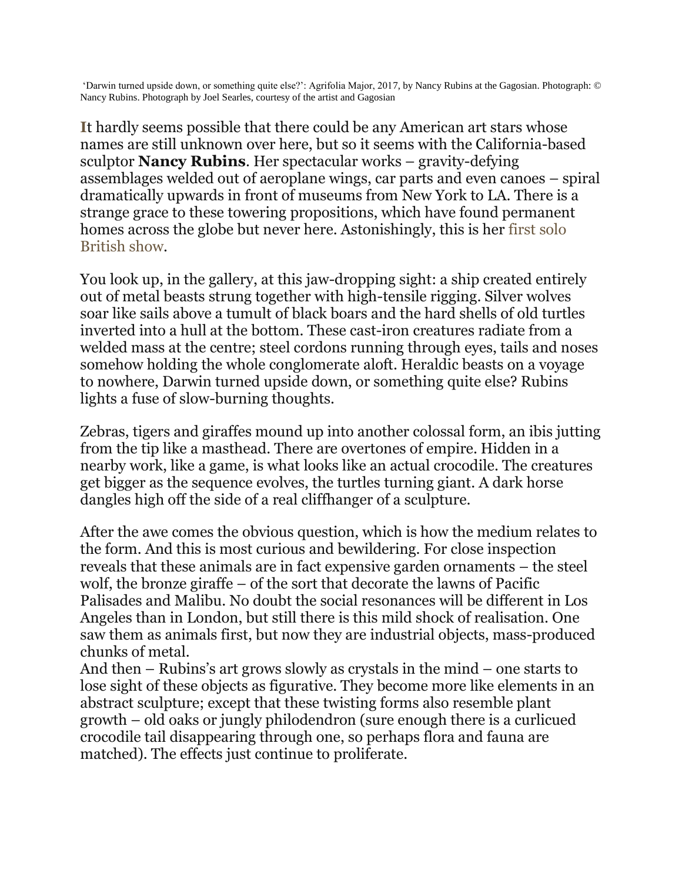'Darwin turned upside down, or something quite else?': Agrifolia Major, 2017, by Nancy Rubins at the Gagosian. Photograph: © Nancy Rubins. Photograph by Joel Searles, courtesy of the artist and Gagosian

It hardly seems possible that there could be any American art stars whose names are still unknown over here, but so it seems with the California-based sculptor **Nancy Rubins**. Her spectacular works – gravity-defying assemblages welded out of aeroplane wings, car parts and even canoes – spiral dramatically upwards in front of museums from New York to LA. There is a strange grace to these towering propositions, which have found permanent homes across the globe but never here. Astonishingly, this is her first solo British show.

You look up, in the gallery, at this jaw-dropping sight: a ship created entirely out of metal beasts strung together with high-tensile rigging. Silver wolves soar like sails above a tumult of black boars and the hard shells of old turtles inverted into a hull at the bottom. These cast-iron creatures radiate from a welded mass at the centre; steel cordons running through eyes, tails and noses somehow holding the whole conglomerate aloft. Heraldic beasts on a voyage to nowhere, Darwin turned upside down, or something quite else? Rubins lights a fuse of slow-burning thoughts.

Zebras, tigers and giraffes mound up into another colossal form, an ibis jutting from the tip like a masthead. There are overtones of empire. Hidden in a nearby work, like a game, is what looks like an actual crocodile. The creatures get bigger as the sequence evolves, the turtles turning giant. A dark horse dangles high off the side of a real cliffhanger of a sculpture.

After the awe comes the obvious question, which is how the medium relates to the form. And this is most curious and bewildering. For close inspection reveals that these animals are in fact expensive garden ornaments – the steel wolf, the bronze giraffe – of the sort that decorate the lawns of Pacific Palisades and Malibu. No doubt the social resonances will be different in Los Angeles than in London, but still there is this mild shock of realisation. One saw them as animals first, but now they are industrial objects, mass-produced chunks of metal.

And then – Rubins's art grows slowly as crystals in the mind – one starts to lose sight of these objects as figurative. They become more like elements in an abstract sculpture; except that these twisting forms also resemble plant growth – old oaks or jungly philodendron (sure enough there is a curlicued crocodile tail disappearing through one, so perhaps flora and fauna are matched). The effects just continue to proliferate.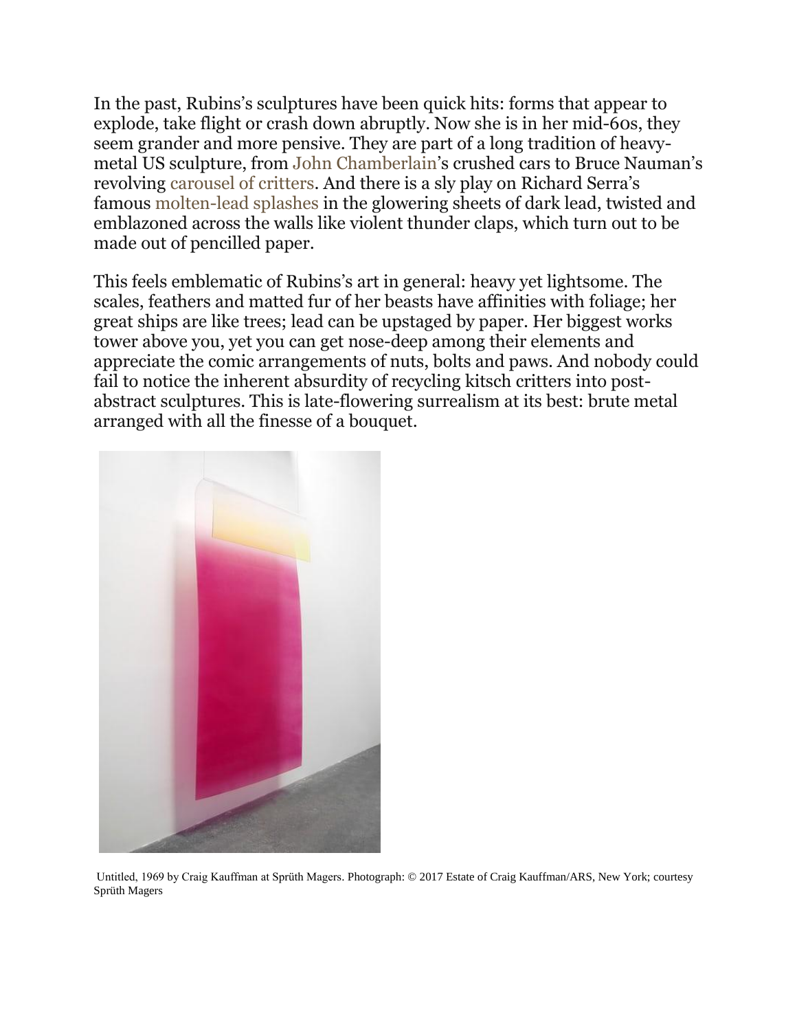In the past, Rubins's sculptures have been quick hits: forms that appear to explode, take flight or crash down abruptly. Now she is in her mid-60s, they seem grander and more pensive. They are part of a long tradition of heavy-metal US sculpture, from John Chamberlain's crushed cars to Bruce Nauman's revolving carousel of critters. And there is a sly play on Richard Serra's famous molten-lead splashes in the glowering sheets of dark lead, twisted and emblazoned across the walls like violent thunder claps, which turn out to be made out of pencilled paper.

This feels emblematic of Rubins's art in general: heavy yet lightsome. The scales, feathers and matted fur of her beasts have affinities with foliage; her great ships are like trees; lead can be upstaged by paper. Her biggest works tower above you, yet you can get nose-deep among their elements and appreciate the comic arrangements of nuts, bolts and paws. And nobody could fail to notice the inherent absurdity of recycling kitsch critters into post-abstract sculptures. This is late-flowering surrealism at its best: brute metal arranged with all the finesse of a bouquet.

Untitled, 1969 by Craig Kauffman at Sprüth Magers. Photograph: © 2017 Estate of Craig Kauffman/ARS, New York; courtesy Sprüth Magers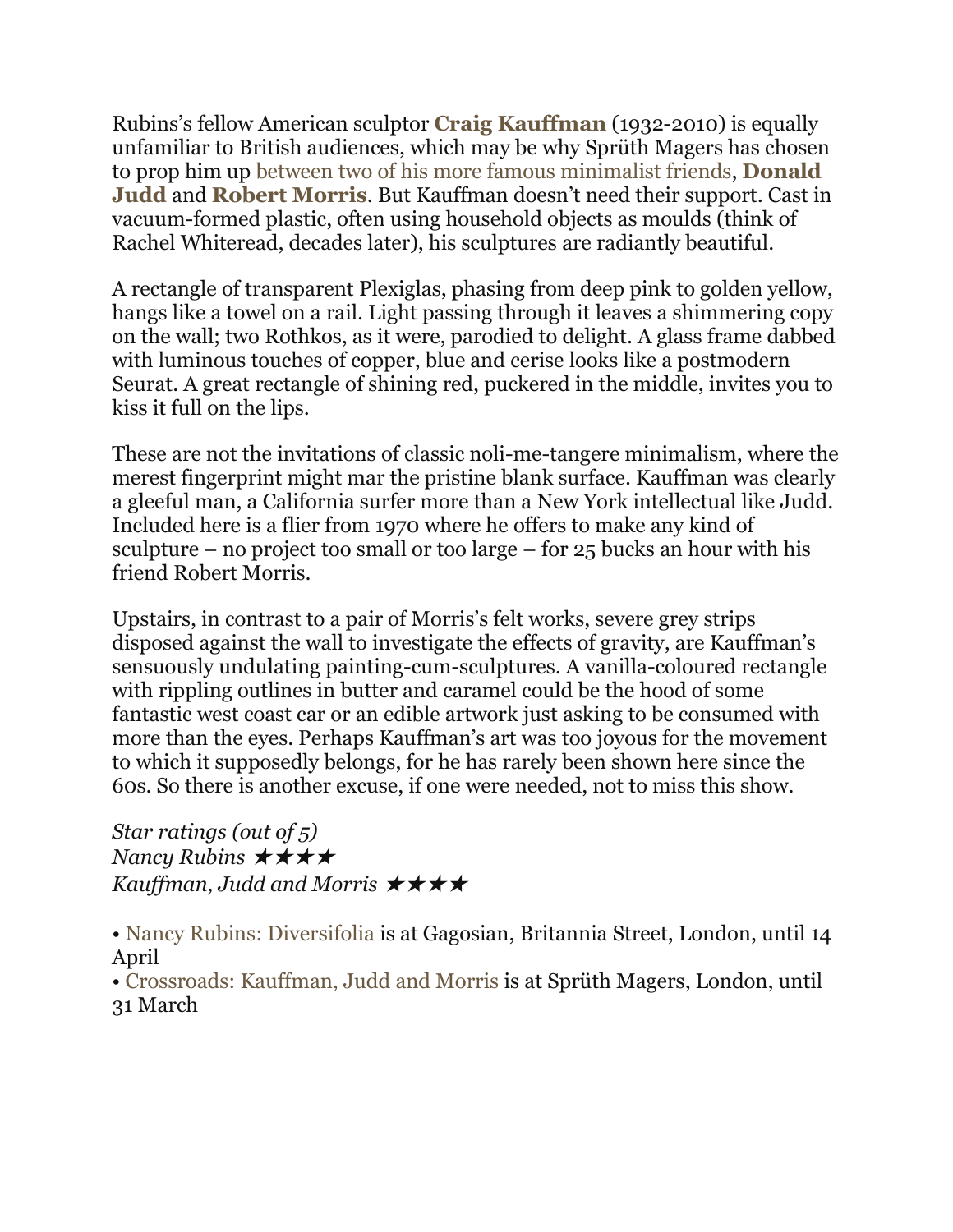Rubins's fellow American sculptor **Craig Kauffman** (1932-2010) is equally unfamiliar to British audiences, which may be why Sprüth Magers has chosen to prop him up between two of his more famous minimalist friends, **Donald Judd** and **Robert Morris**. But Kauffman doesn't need their support. Cast in vacuum-formed plastic, often using household objects as moulds (think of Rachel Whiteread, decades later), his sculptures are radiantly beautiful.

A rectangle of transparent Plexiglas, phasing from deep pink to golden yellow, hangs like a towel on a rail. Light passing through it leaves a shimmering copy on the wall; two Rothkos, as it were, parodied to delight. A glass frame dabbed with luminous touches of copper, blue and cerise looks like a postmodern Seurat. A great rectangle of shining red, puckered in the middle, invites you to kiss it full on the lips.

These are not the invitations of classic noli-me-tangere minimalism, where the merest fingerprint might mar the pristine blank surface. Kauffman was clearly a gleeful man, a California surfer more than a New York intellectual like Judd. Included here is a flier from 1970 where he offers to make any kind of sculpture – no project too small or too large – for 25 bucks an hour with his friend Robert Morris.

Upstairs, in contrast to a pair of Morris's felt works, severe grey strips disposed against the wall to investigate the effects of gravity, are Kauffman's sensuously undulating painting-cum-sculptures. A vanilla-coloured rectangle with rippling outlines in butter and caramel could be the hood of some fantastic west coast car or an edible artwork just asking to be consumed with more than the eyes. Perhaps Kauffman's art was too joyous for the movement to which it supposedly belongs, for he has rarely been shown here since the 60s. So there is another excuse, if one were needed, not to miss this show.

*Star ratings (out of 5)*
*Nancy Rubins ★★★★*
*Kauffman, Judd and Morris ★★★★*

• Nancy Rubins: Diversifolia is at Gagosian, Britannia Street, London, until 14 April
• Crossroads: Kauffman, Judd and Morris is at Sprüth Magers, London, until 31 March